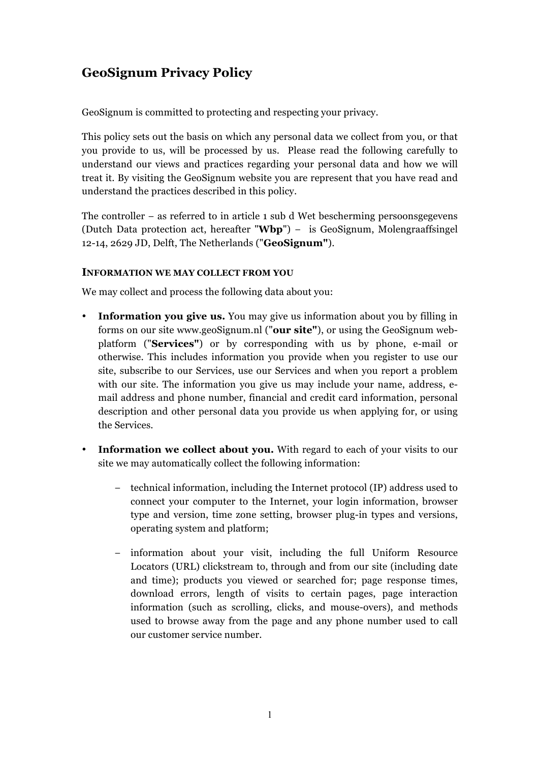# GeoSignum Privacy Policy

GeoSignum is committed to protecting and respecting your privacy.

This policy sets out the basis on which any personal data we collect from you, or that you provide to us, will be processed by us. Please read the following carefully to understand our views and practices regarding your personal data and how we will treat it. By visiting the GeoSignum website you are represent that you have read and understand the practices described in this policy.

The controller – as referred to in article 1 sub d Wet bescherming persoonsgegevens (Dutch Data protection act, hereafter "**Wbp**") – is GeoSignum, Molengraaffsingel 12-14, 2629 JD, Delft, The Netherlands ("**GeoSignum"**).

### INFORMATION WE MAY COLLECT FROM YOU

We may collect and process the following data about you:

- **Information you give us.** You may give us information about you by filling in forms on our site www.geoSignum.nl ("**our site"**), or using the GeoSignum web-platform ("**Services"**) or by corresponding with us by phone, e-mail or otherwise. This includes information you provide when you register to use our site, subscribe to our Services, use our Services and when you report a problem with our site. The information you give us may include your name, address, e-mail address and phone number, financial and credit card information, personal description and other personal data you provide us when applying for, or using the Services.

- **Information we collect about you.** With regard to each of your visits to our site we may automatically collect the following information:

  - technical information, including the Internet protocol (IP) address used to connect your computer to the Internet, your login information, browser type and version, time zone setting, browser plug-in types and versions, operating system and platform;

  - information about your visit, including the full Uniform Resource Locators (URL) clickstream to, through and from our site (including date and time); products you viewed or searched for; page response times, download errors, length of visits to certain pages, page interaction information (such as scrolling, clicks, and mouse-overs), and methods used to browse away from the page and any phone number used to call our customer service number.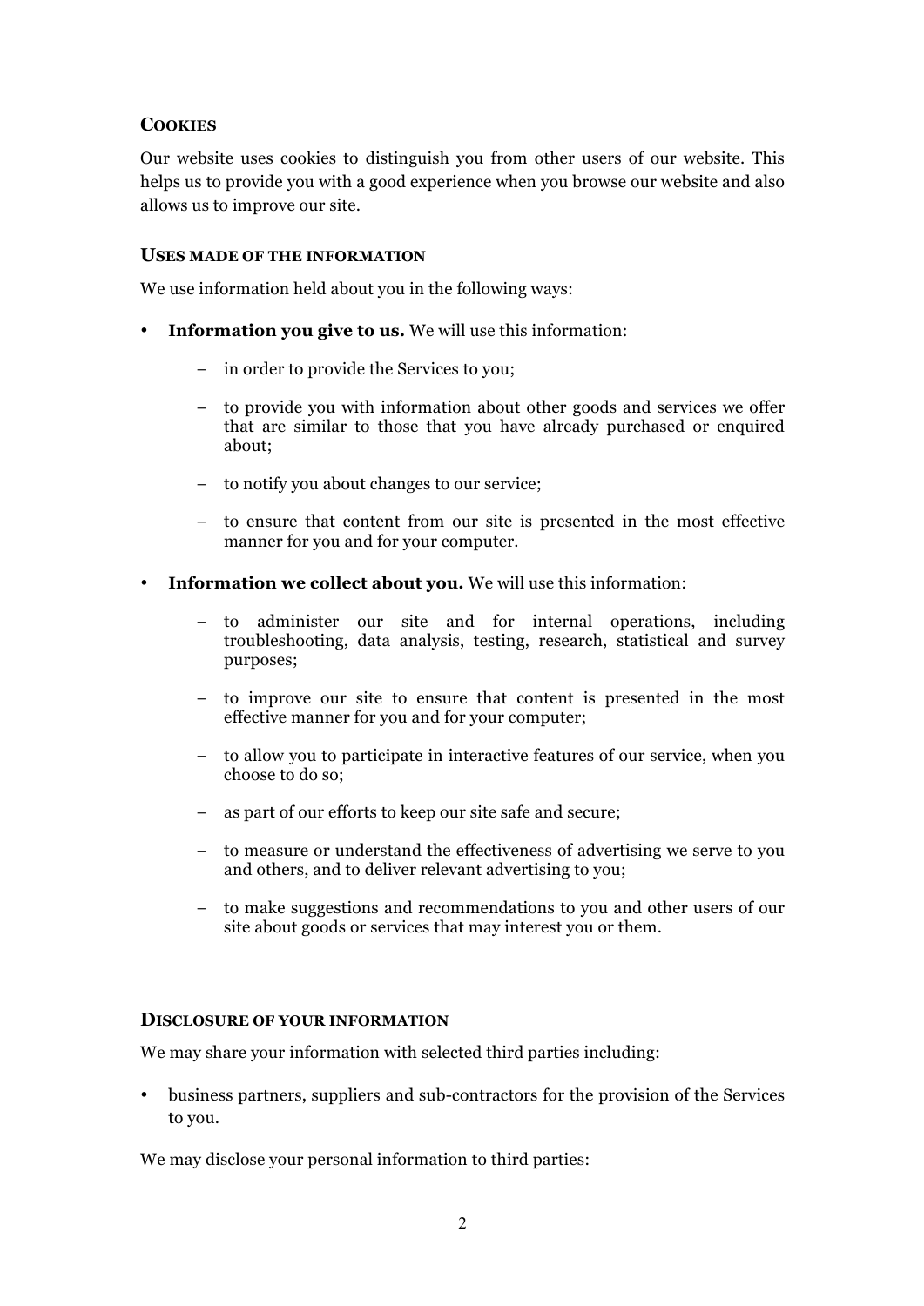## COOKIES

Our website uses cookies to distinguish you from other users of our website. This helps us to provide you with a good experience when you browse our website and also allows us to improve our site.

### USES MADE OF THE INFORMATION

We use information held about you in the following ways:

- **Information you give to us.** We will use this information:
  - in order to provide the Services to you;
  - to provide you with information about other goods and services we offer that are similar to those that you have already purchased or enquired about;
  - to notify you about changes to our service;
  - to ensure that content from our site is presented in the most effective manner for you and for your computer.
- **Information we collect about you.** We will use this information:
  - to administer our site and for internal operations, including troubleshooting, data analysis, testing, research, statistical and survey purposes;
  - to improve our site to ensure that content is presented in the most effective manner for you and for your computer;
  - to allow you to participate in interactive features of our service, when you choose to do so;
  - as part of our efforts to keep our site safe and secure;
  - to measure or understand the effectiveness of advertising we serve to you and others, and to deliver relevant advertising to you;
  - to make suggestions and recommendations to you and other users of our site about goods or services that may interest you or them.

### DISCLOSURE OF YOUR INFORMATION

We may share your information with selected third parties including:

- business partners, suppliers and sub-contractors for the provision of the Services to you.

We may disclose your personal information to third parties: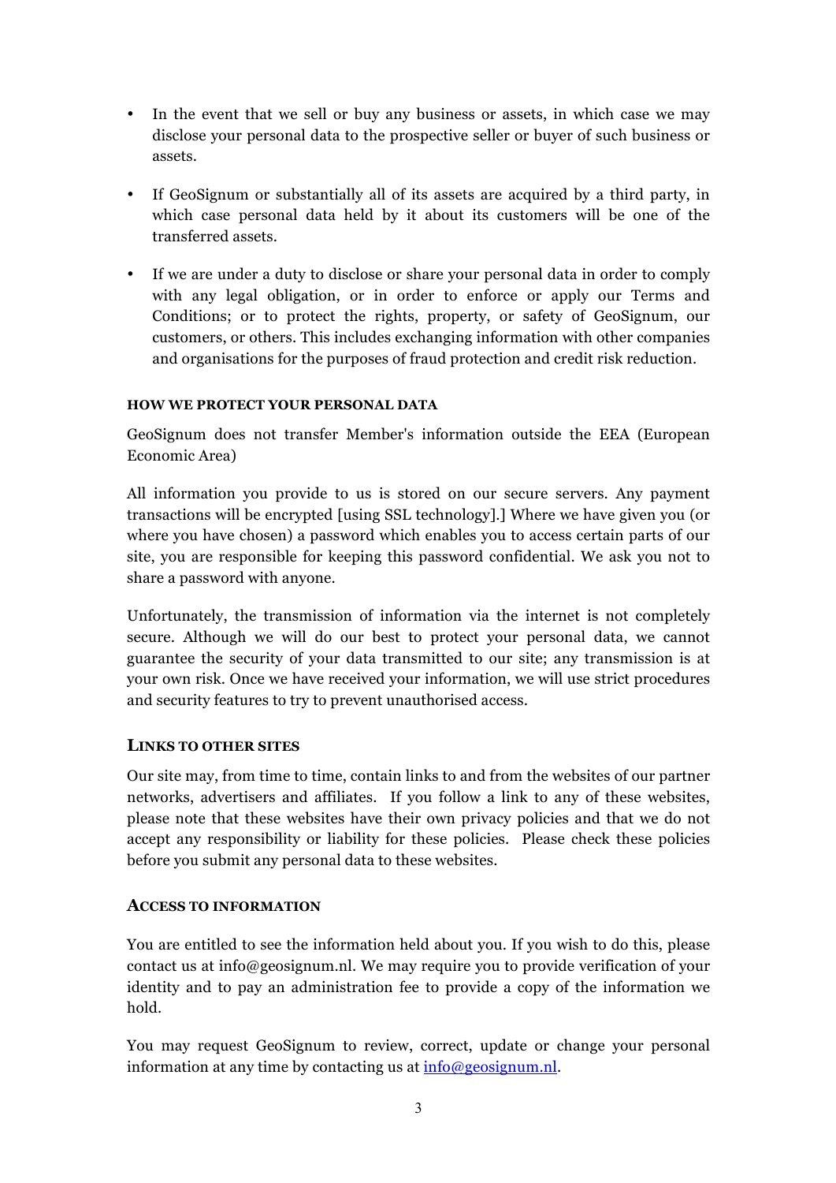- In the event that we sell or buy any business or assets, in which case we may disclose your personal data to the prospective seller or buyer of such business or assets.

- If GeoSignum or substantially all of its assets are acquired by a third party, in which case personal data held by it about its customers will be one of the transferred assets.

- If we are under a duty to disclose or share your personal data in order to comply with any legal obligation, or in order to enforce or apply our Terms and Conditions; or to protect the rights, property, or safety of GeoSignum, our customers, or others. This includes exchanging information with other companies and organisations for the purposes of fraud protection and credit risk reduction.

#### HOW WE PROTECT YOUR PERSONAL DATA

GeoSignum does not transfer Member's information outside the EEA (European Economic Area)

All information you provide to us is stored on our secure servers. Any payment transactions will be encrypted [using SSL technology].] Where we have given you (or where you have chosen) a password which enables you to access certain parts of our site, you are responsible for keeping this password confidential. We ask you not to share a password with anyone.

Unfortunately, the transmission of information via the internet is not completely secure. Although we will do our best to protect your personal data, we cannot guarantee the security of your data transmitted to our site; any transmission is at your own risk. Once we have received your information, we will use strict procedures and security features to try to prevent unauthorised access.

#### LINKS TO OTHER SITES

Our site may, from time to time, contain links to and from the websites of our partner networks, advertisers and affiliates. If you follow a link to any of these websites, please note that these websites have their own privacy policies and that we do not accept any responsibility or liability for these policies. Please check these policies before you submit any personal data to these websites.

#### ACCESS TO INFORMATION

You are entitled to see the information held about you. If you wish to do this, please contact us at info@geosignum.nl. We may require you to provide verification of your identity and to pay an administration fee to provide a copy of the information we hold.

You may request GeoSignum to review, correct, update or change your personal information at any time by contacting us at [info@geosignum.nl](mailto:info@geosignum.nl).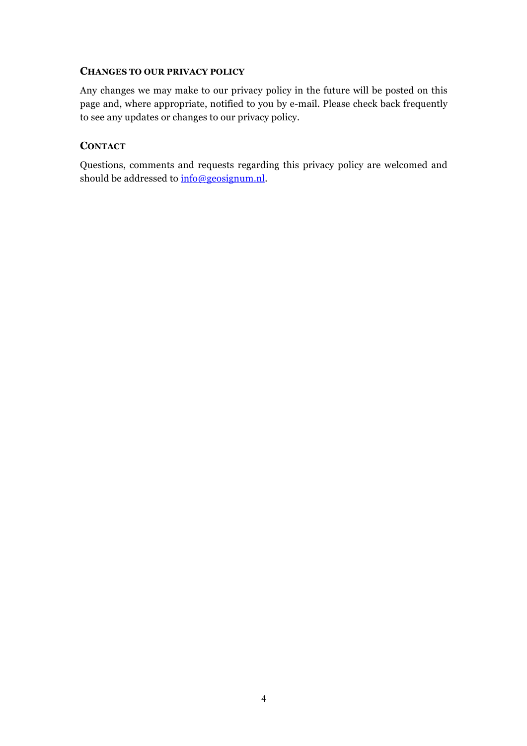### Changes to our privacy policy

Any changes we may make to our privacy policy in the future will be posted on this page and, where appropriate, notified to you by e-mail. Please check back frequently to see any updates or changes to our privacy policy.

### Contact

Questions, comments and requests regarding this privacy policy are welcomed and should be addressed to info@geosignum.nl.